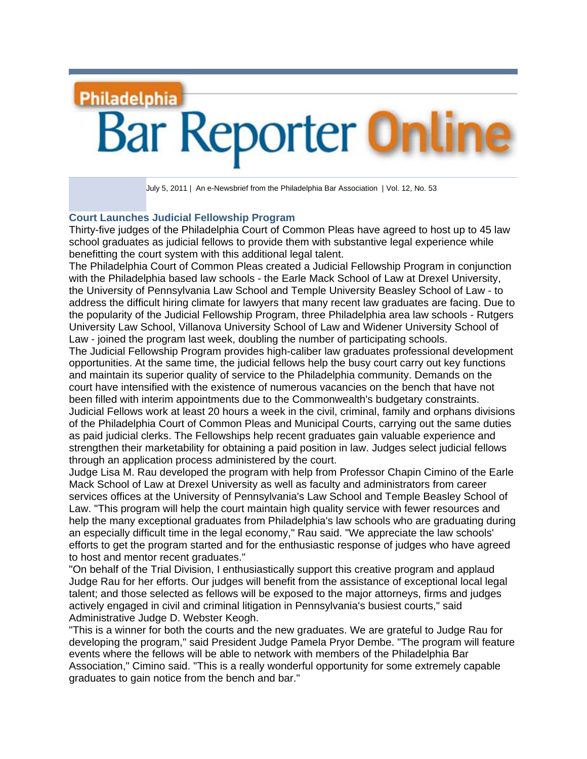# Philadelphia Bar Reporter Online

July 5, 2011 | An e-Newsbrief from the Philadelphia Bar Association | Vol. 12, No. 53

## Court Launches Judicial Fellowship Program

Thirty-five judges of the Philadelphia Court of Common Pleas have agreed to host up to 45 law school graduates as judicial fellows to provide them with substantive legal experience while benefitting the court system with this additional legal talent.

The Philadelphia Court of Common Pleas created a Judicial Fellowship Program in conjunction with the Philadelphia based law schools - the Earle Mack School of Law at Drexel University, the University of Pennsylvania Law School and Temple University Beasley School of Law - to address the difficult hiring climate for lawyers that many recent law graduates are facing. Due to the popularity of the Judicial Fellowship Program, three Philadelphia area law schools - Rutgers University Law School, Villanova University School of Law and Widener University School of Law - joined the program last week, doubling the number of participating schools.

The Judicial Fellowship Program provides high-caliber law graduates professional development opportunities. At the same time, the judicial fellows help the busy court carry out key functions and maintain its superior quality of service to the Philadelphia community. Demands on the court have intensified with the existence of numerous vacancies on the bench that have not been filled with interim appointments due to the Commonwealth's budgetary constraints.

Judicial Fellows work at least 20 hours a week in the civil, criminal, family and orphans divisions of the Philadelphia Court of Common Pleas and Municipal Courts, carrying out the same duties as paid judicial clerks. The Fellowships help recent graduates gain valuable experience and strengthen their marketability for obtaining a paid position in law. Judges select judicial fellows through an application process administered by the court.

Judge Lisa M. Rau developed the program with help from Professor Chapin Cimino of the Earle Mack School of Law at Drexel University as well as faculty and administrators from career services offices at the University of Pennsylvania's Law School and Temple Beasley School of Law. "This program will help the court maintain high quality service with fewer resources and help the many exceptional graduates from Philadelphia's law schools who are graduating during an especially difficult time in the legal economy," Rau said. "We appreciate the law schools' efforts to get the program started and for the enthusiastic response of judges who have agreed to host and mentor recent graduates."

"On behalf of the Trial Division, I enthusiastically support this creative program and applaud Judge Rau for her efforts. Our judges will benefit from the assistance of exceptional local legal talent; and those selected as fellows will be exposed to the major attorneys, firms and judges actively engaged in civil and criminal litigation in Pennsylvania's busiest courts," said Administrative Judge D. Webster Keogh.

"This is a winner for both the courts and the new graduates. We are grateful to Judge Rau for developing the program," said President Judge Pamela Pryor Dembe. "The program will feature events where the fellows will be able to network with members of the Philadelphia Bar Association," Cimino said. "This is a really wonderful opportunity for some extremely capable graduates to gain notice from the bench and bar."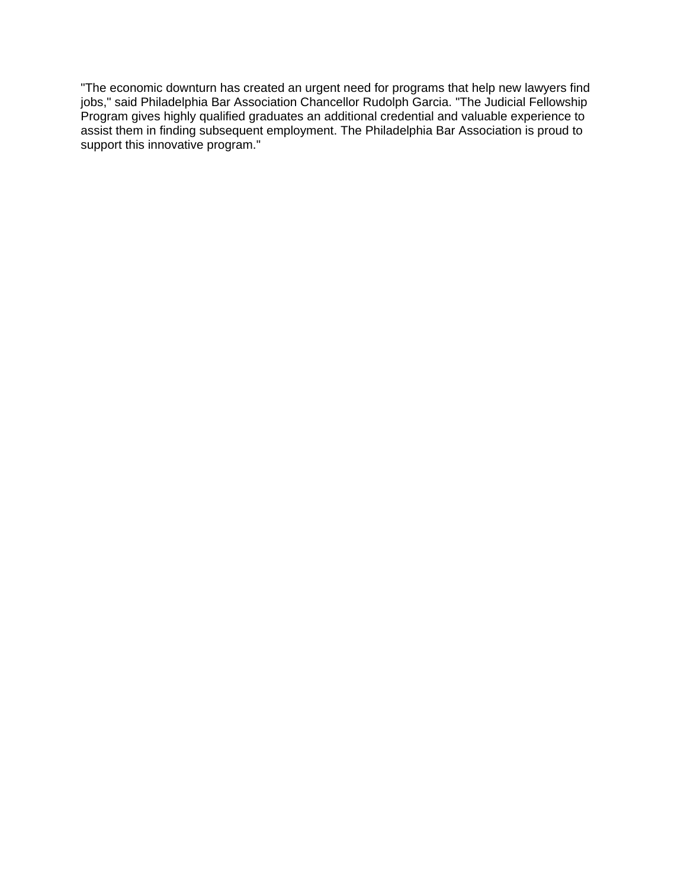"The economic downturn has created an urgent need for programs that help new lawyers find jobs," said Philadelphia Bar Association Chancellor Rudolph Garcia. "The Judicial Fellowship Program gives highly qualified graduates an additional credential and valuable experience to assist them in finding subsequent employment. The Philadelphia Bar Association is proud to support this innovative program."